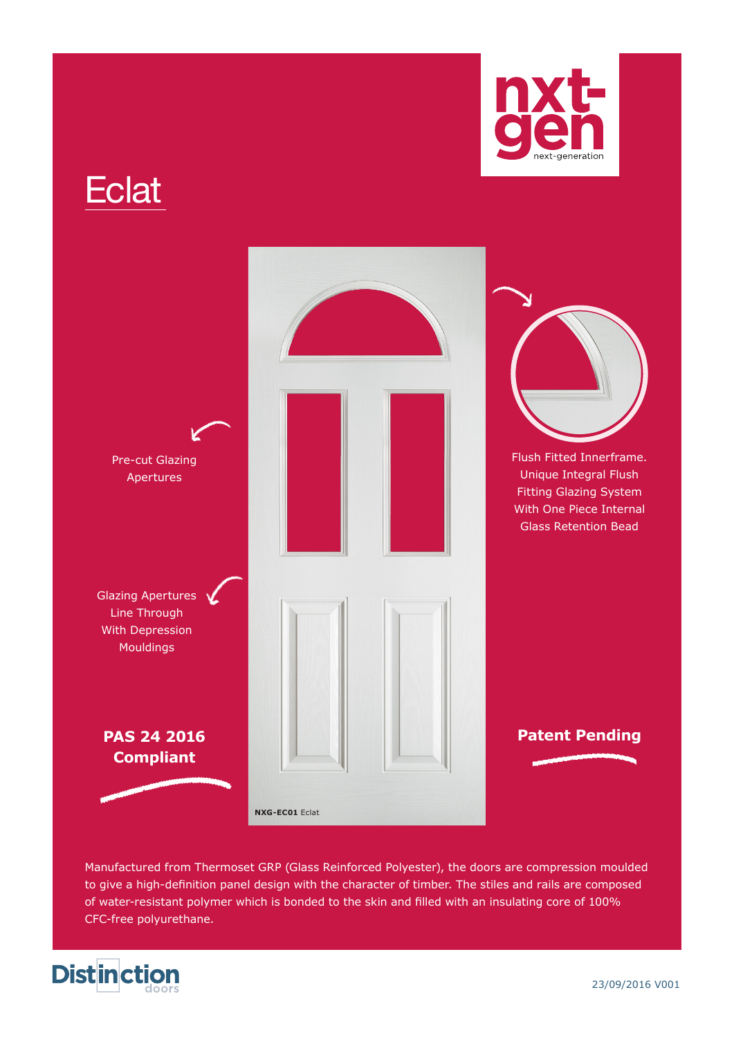nxt-gen

next-generation

# Eclat

Pre-cut Glazing Apertures

Glazing Apertures Line Through With Depression Mouldings

**PAS 24 2016 Compliant**

Flush Fitted Innerframe. Unique Integral Flush Fitting Glazing System With One Piece Internal Glass Retention Bead

**Patent Pending**

**NXG-EC01** Eclat

Manufactured from Thermoset GRP (Glass Reinforced Polyester), the doors are compression moulded to give a high-definition panel design with the character of timber. The stiles and rails are composed of water-resistant polymer which is bonded to the skin and filled with an insulating core of 100% CFC-free polyurethane.

Distinction doors

23/09/2016 V001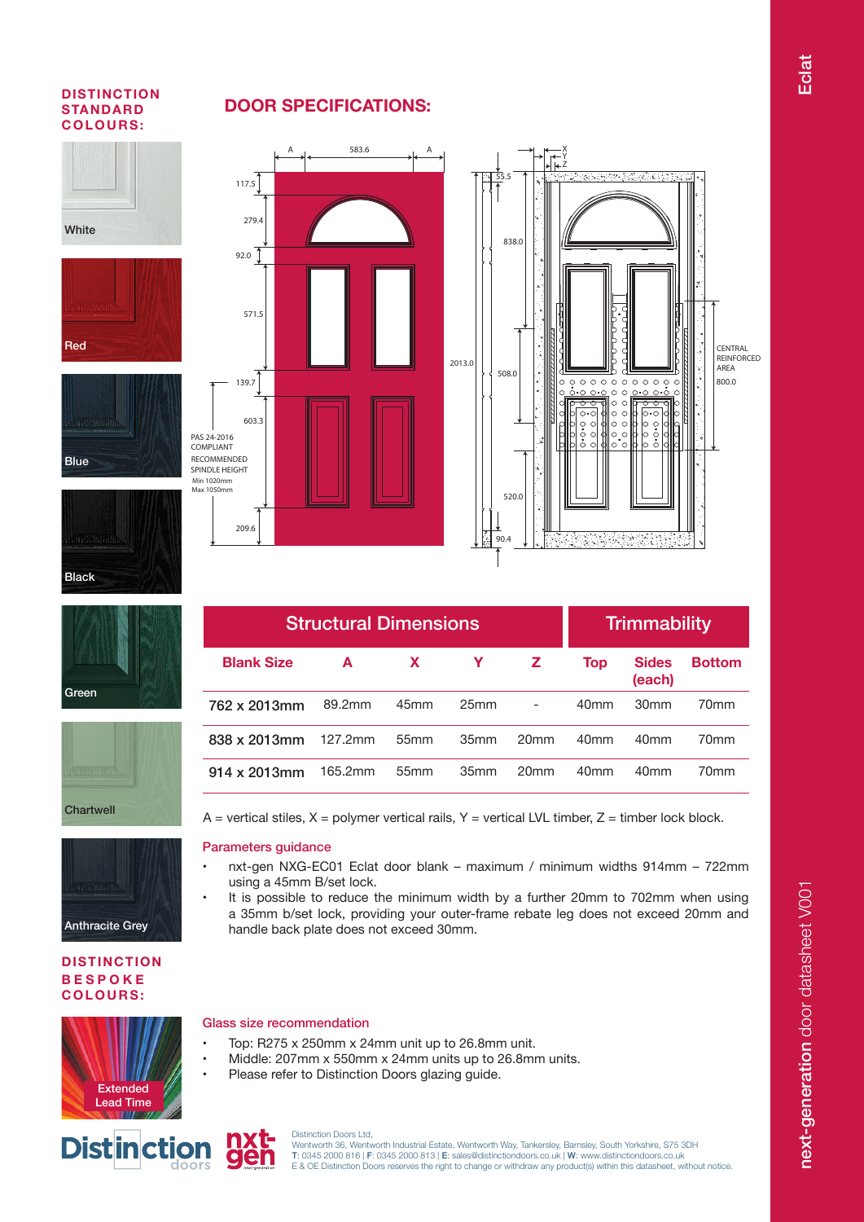## DISTINCTION STANDARD COLOURS:

White

Red

Blue

Black

Green

Chartwell

Anthracite Grey

## DISTINCTION BESPOKE COLOURS:

Extended Lead Time

# DOOR SPECIFICATIONS:

A
583.6
A
117.5
279.4
92.0
571.5
139.7
603.3
209.6
PAS 24-2016 COMPLIANT
RECOMMENDED SPINDLE HEIGHT
Min 1020mm
Max 1050mm

X
Y
Z
55.5
838.0
2013.0
508.0
520.0
90.4
CENTRAL REINFORCED AREA
800.0

| Structural Dimensions | | | | | Trimmability | | |
|---|---|---|---|---|---|---|---|
| **Blank Size** | **A** | **X** | **Y** | **Z** | **Top** | **Sides (each)** | **Bottom** |
| 762 x 2013mm | 89.2mm | 45mm | 25mm | - | 40mm | 30mm | 70mm |
| 838 x 2013mm | 127.2mm | 55mm | 35mm | 20mm | 40mm | 40mm | 70mm |
| 914 x 2013mm | 165.2mm | 55mm | 35mm | 20mm | 40mm | 40mm | 70mm |

A = vertical stiles, X = polymer vertical rails, Y = vertical LVL timber, Z = timber lock block.

### Parameters guidance

- nxt-gen NXG-EC01 Eclat door blank – maximum / minimum widths 914mm – 722mm using a 45mm B/set lock.
- It is possible to reduce the minimum width by a further 20mm to 702mm when using a 35mm b/set lock, providing your outer-frame rebate leg does not exceed 20mm and handle back plate does not exceed 30mm.

### Glass size recommendation

- Top: R275 x 250mm x 24mm unit up to 26.8mm unit.
- Middle: 207mm x 550mm x 24mm units up to 26.8mm units.
- Please refer to Distinction Doors glazing guide.

Distinction Doors Ltd,
Wentworth 36, Wentworth Industrial Estate, Wentworth Way, Tankersley, Barnsley, South Yorkshire, S75 3DH
T: 0345 2000 816 | F: 0345 2000 813 | E: sales@distinctiondoors.co.uk | W: www.distinctiondoors.co.uk
E & OE Distinction Doors reserves the right to change or withdraw any product(s) within this datasheet, without notice.